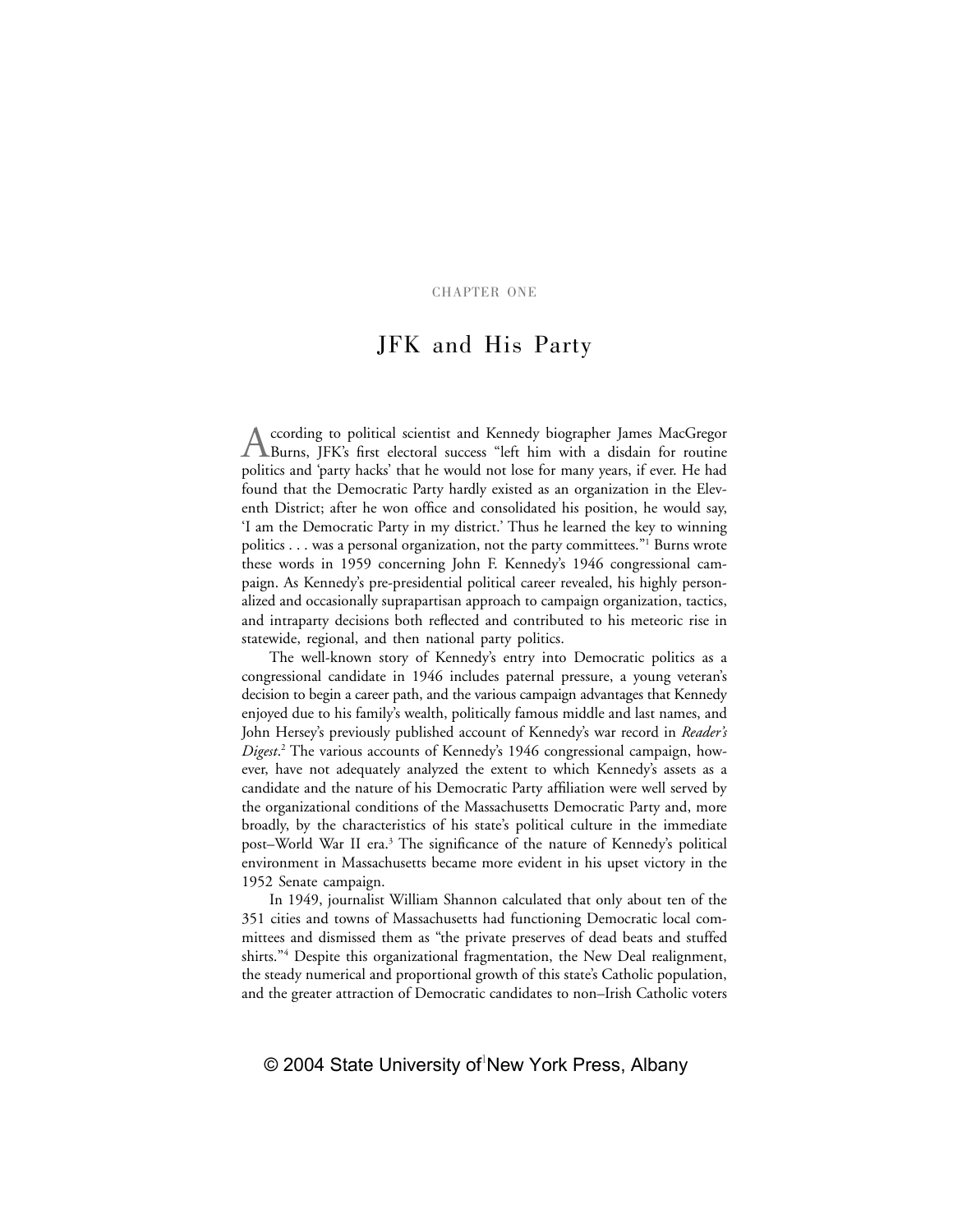CHAPTER ONE

# JFK and His Party

According to political scientist and Kennedy biographer James MacGregor Burns, JFK's first electoral success "left him with a disdain for routine politics and 'party hacks' that he would not lose for many years, if ever. He had found that the Democratic Party hardly existed as an organization in the Eleventh District; after he won office and consolidated his position, he would say, 'I am the Democratic Party in my district.' Thus he learned the key to winning politics . . . was a personal organization, not the party committees."[1] Burns wrote these words in 1959 concerning John F. Kennedy's 1946 congressional campaign. As Kennedy's pre-presidential political career revealed, his highly personalized and occasionally suprapartisan approach to campaign organization, tactics, and intraparty decisions both reflected and contributed to his meteoric rise in statewide, regional, and then national party politics.

The well-known story of Kennedy's entry into Democratic politics as a congressional candidate in 1946 includes paternal pressure, a young veteran's decision to begin a career path, and the various campaign advantages that Kennedy enjoyed due to his family's wealth, politically famous middle and last names, and John Hersey's previously published account of Kennedy's war record in *Reader's Digest*.[2] The various accounts of Kennedy's 1946 congressional campaign, however, have not adequately analyzed the extent to which Kennedy's assets as a candidate and the nature of his Democratic Party affiliation were well served by the organizational conditions of the Massachusetts Democratic Party and, more broadly, by the characteristics of his state's political culture in the immediate post–World War II era.[3] The significance of the nature of Kennedy's political environment in Massachusetts became more evident in his upset victory in the 1952 Senate campaign.

In 1949, journalist William Shannon calculated that only about ten of the 351 cities and towns of Massachusetts had functioning Democratic local committees and dismissed them as "the private preserves of dead beats and stuffed shirts."[4] Despite this organizational fragmentation, the New Deal realignment, the steady numerical and proportional growth of this state's Catholic population, and the greater attraction of Democratic candidates to non–Irish Catholic voters

© 2004 State University of New York Press, Albany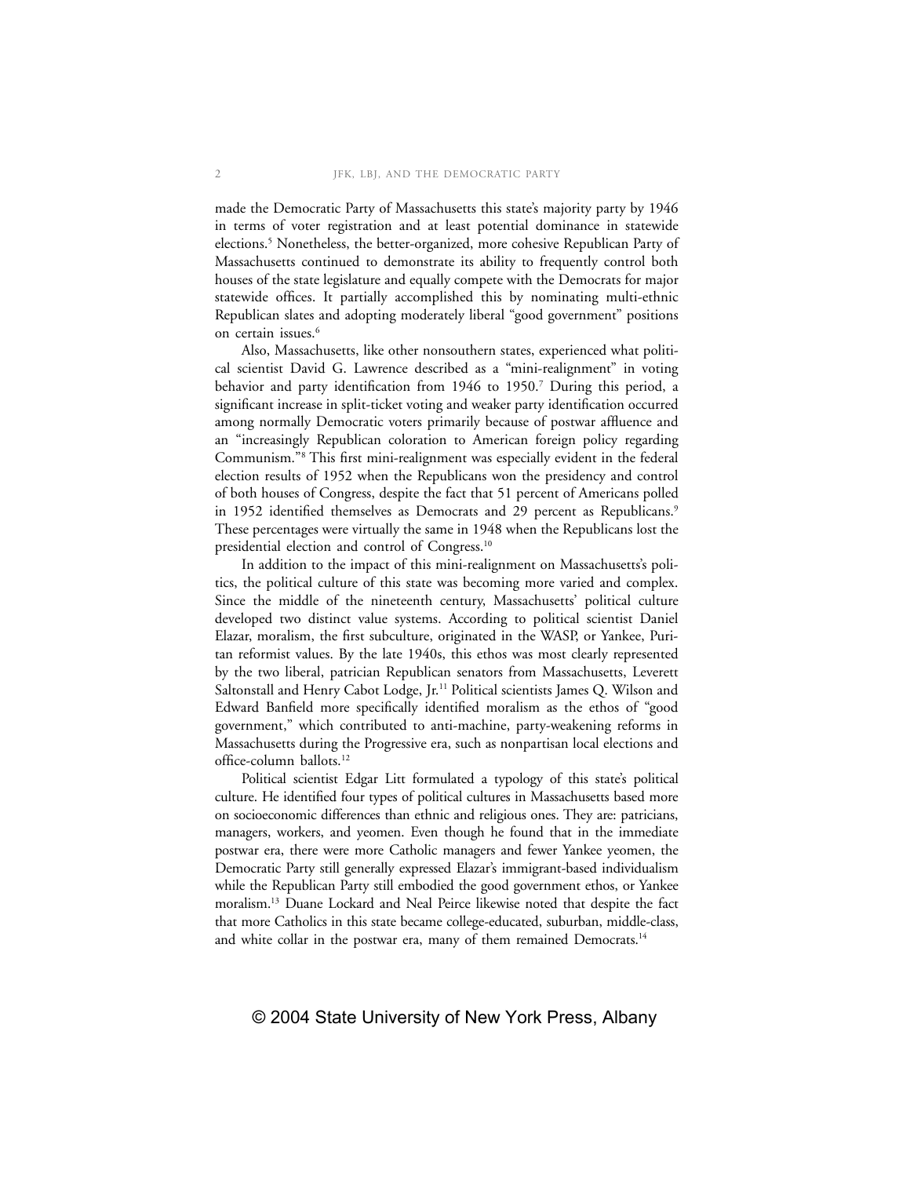made the Democratic Party of Massachusetts this state's majority party by 1946 in terms of voter registration and at least potential dominance in statewide elections.[5] Nonetheless, the better-organized, more cohesive Republican Party of Massachusetts continued to demonstrate its ability to frequently control both houses of the state legislature and equally compete with the Democrats for major statewide offices. It partially accomplished this by nominating multi-ethnic Republican slates and adopting moderately liberal "good government" positions on certain issues.[6]

Also, Massachusetts, like other nonsouthern states, experienced what political scientist David G. Lawrence described as a "mini-realignment" in voting behavior and party identification from 1946 to 1950.[7] During this period, a significant increase in split-ticket voting and weaker party identification occurred among normally Democratic voters primarily because of postwar affluence and an "increasingly Republican coloration to American foreign policy regarding Communism."[8] This first mini-realignment was especially evident in the federal election results of 1952 when the Republicans won the presidency and control of both houses of Congress, despite the fact that 51 percent of Americans polled in 1952 identified themselves as Democrats and 29 percent as Republicans.[9] These percentages were virtually the same in 1948 when the Republicans lost the presidential election and control of Congress.[10]

In addition to the impact of this mini-realignment on Massachusetts's politics, the political culture of this state was becoming more varied and complex. Since the middle of the nineteenth century, Massachusetts' political culture developed two distinct value systems. According to political scientist Daniel Elazar, moralism, the first subculture, originated in the WASP, or Yankee, Puritan reformist values. By the late 1940s, this ethos was most clearly represented by the two liberal, patrician Republican senators from Massachusetts, Leverett Saltonstall and Henry Cabot Lodge, Jr.[11] Political scientists James Q. Wilson and Edward Banfield more specifically identified moralism as the ethos of "good government," which contributed to anti-machine, party-weakening reforms in Massachusetts during the Progressive era, such as nonpartisan local elections and office-column ballots.[12]

Political scientist Edgar Litt formulated a typology of this state's political culture. He identified four types of political cultures in Massachusetts based more on socioeconomic differences than ethnic and religious ones. They are: patricians, managers, workers, and yeomen. Even though he found that in the immediate postwar era, there were more Catholic managers and fewer Yankee yeomen, the Democratic Party still generally expressed Elazar's immigrant-based individualism while the Republican Party still embodied the good government ethos, or Yankee moralism.[13] Duane Lockard and Neal Peirce likewise noted that despite the fact that more Catholics in this state became college-educated, suburban, middle-class, and white collar in the postwar era, many of them remained Democrats.[14]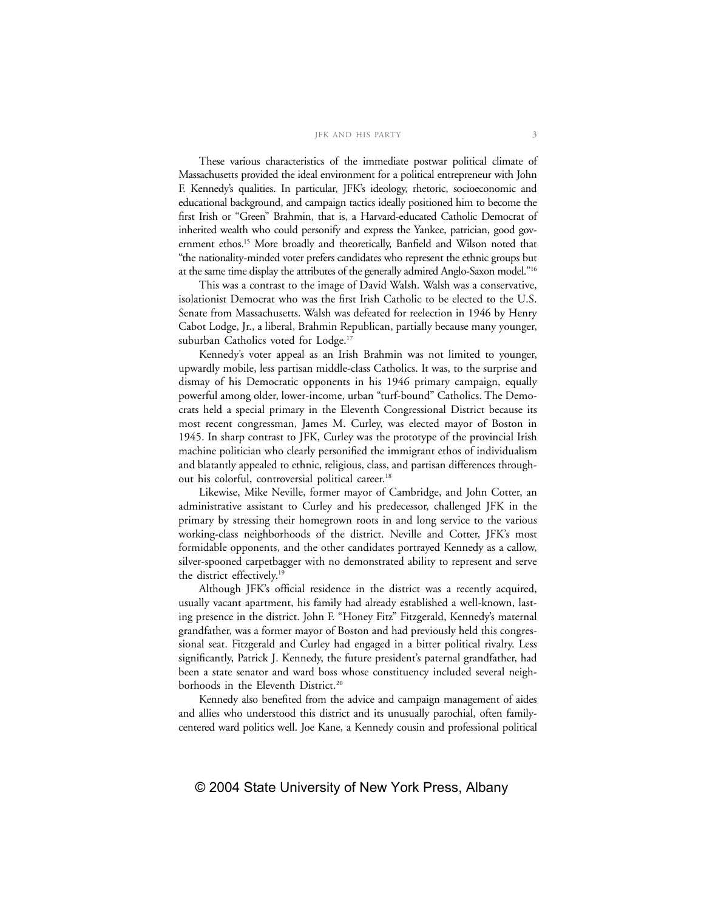These various characteristics of the immediate postwar political climate of Massachusetts provided the ideal environment for a political entrepreneur with John F. Kennedy's qualities. In particular, JFK's ideology, rhetoric, socioeconomic and educational background, and campaign tactics ideally positioned him to become the first Irish or "Green" Brahmin, that is, a Harvard-educated Catholic Democrat of inherited wealth who could personify and express the Yankee, patrician, good government ethos.[15] More broadly and theoretically, Banfield and Wilson noted that "the nationality-minded voter prefers candidates who represent the ethnic groups but at the same time display the attributes of the generally admired Anglo-Saxon model."[16]

This was a contrast to the image of David Walsh. Walsh was a conservative, isolationist Democrat who was the first Irish Catholic to be elected to the U.S. Senate from Massachusetts. Walsh was defeated for reelection in 1946 by Henry Cabot Lodge, Jr., a liberal, Brahmin Republican, partially because many younger, suburban Catholics voted for Lodge.[17]

Kennedy's voter appeal as an Irish Brahmin was not limited to younger, upwardly mobile, less partisan middle-class Catholics. It was, to the surprise and dismay of his Democratic opponents in his 1946 primary campaign, equally powerful among older, lower-income, urban "turf-bound" Catholics. The Democrats held a special primary in the Eleventh Congressional District because its most recent congressman, James M. Curley, was elected mayor of Boston in 1945. In sharp contrast to JFK, Curley was the prototype of the provincial Irish machine politician who clearly personified the immigrant ethos of individualism and blatantly appealed to ethnic, religious, class, and partisan differences throughout his colorful, controversial political career.[18]

Likewise, Mike Neville, former mayor of Cambridge, and John Cotter, an administrative assistant to Curley and his predecessor, challenged JFK in the primary by stressing their homegrown roots in and long service to the various working-class neighborhoods of the district. Neville and Cotter, JFK's most formidable opponents, and the other candidates portrayed Kennedy as a callow, silver-spooned carpetbagger with no demonstrated ability to represent and serve the district effectively.[19]

Although JFK's official residence in the district was a recently acquired, usually vacant apartment, his family had already established a well-known, lasting presence in the district. John F. "Honey Fitz" Fitzgerald, Kennedy's maternal grandfather, was a former mayor of Boston and had previously held this congressional seat. Fitzgerald and Curley had engaged in a bitter political rivalry. Less significantly, Patrick J. Kennedy, the future president's paternal grandfather, had been a state senator and ward boss whose constituency included several neighborhoods in the Eleventh District.[20]

Kennedy also benefited from the advice and campaign management of aides and allies who understood this district and its unusually parochial, often family-centered ward politics well. Joe Kane, a Kennedy cousin and professional political

© 2004 State University of New York Press, Albany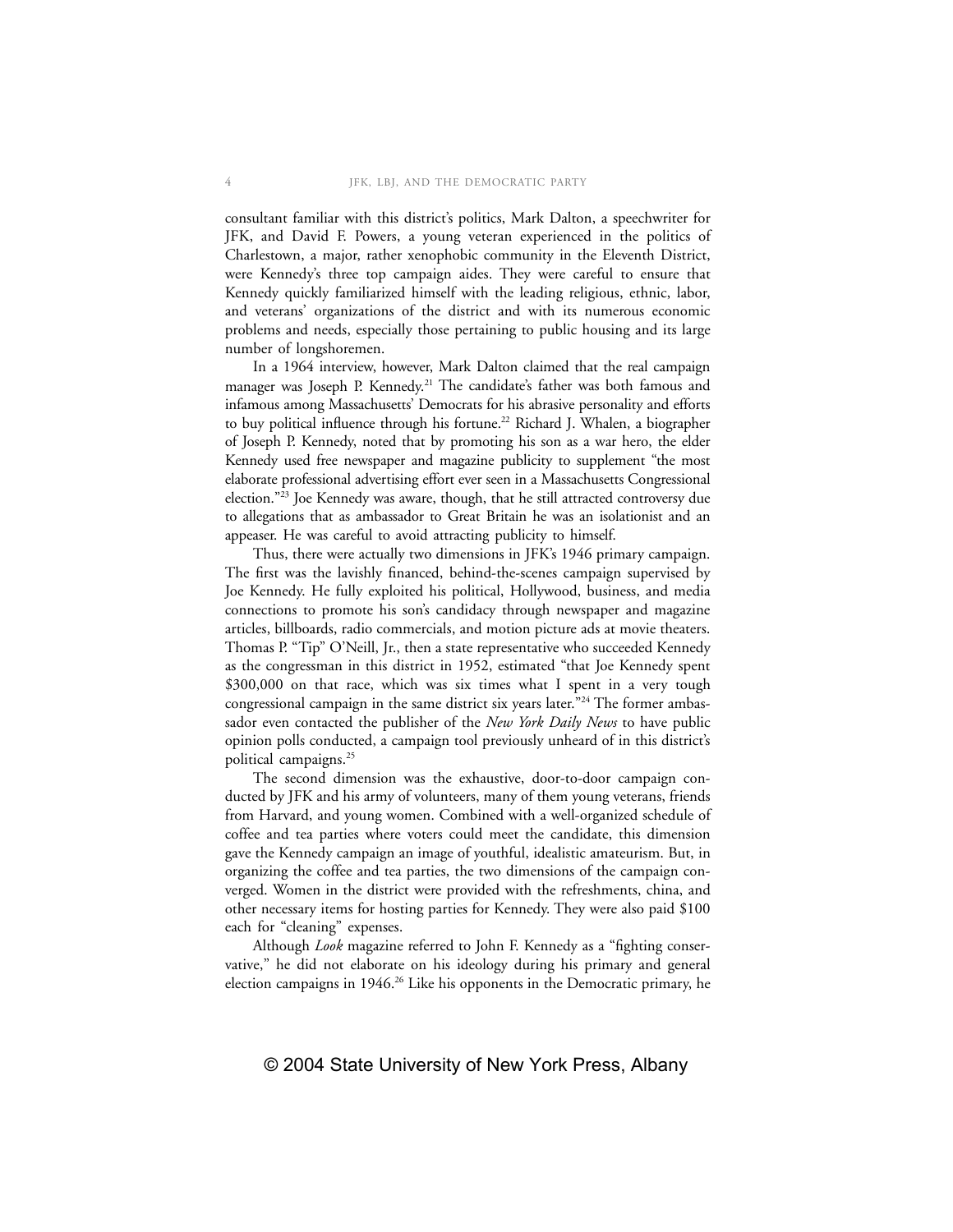consultant familiar with this district's politics, Mark Dalton, a speechwriter for JFK, and David F. Powers, a young veteran experienced in the politics of Charlestown, a major, rather xenophobic community in the Eleventh District, were Kennedy's three top campaign aides. They were careful to ensure that Kennedy quickly familiarized himself with the leading religious, ethnic, labor, and veterans' organizations of the district and with its numerous economic problems and needs, especially those pertaining to public housing and its large number of longshoremen.

In a 1964 interview, however, Mark Dalton claimed that the real campaign manager was Joseph P. Kennedy.[21] The candidate's father was both famous and infamous among Massachusetts' Democrats for his abrasive personality and efforts to buy political influence through his fortune.[22] Richard J. Whalen, a biographer of Joseph P. Kennedy, noted that by promoting his son as a war hero, the elder Kennedy used free newspaper and magazine publicity to supplement "the most elaborate professional advertising effort ever seen in a Massachusetts Congressional election."[23] Joe Kennedy was aware, though, that he still attracted controversy due to allegations that as ambassador to Great Britain he was an isolationist and an appeaser. He was careful to avoid attracting publicity to himself.

Thus, there were actually two dimensions in JFK's 1946 primary campaign. The first was the lavishly financed, behind-the-scenes campaign supervised by Joe Kennedy. He fully exploited his political, Hollywood, business, and media connections to promote his son's candidacy through newspaper and magazine articles, billboards, radio commercials, and motion picture ads at movie theaters. Thomas P. "Tip" O'Neill, Jr., then a state representative who succeeded Kennedy as the congressman in this district in 1952, estimated "that Joe Kennedy spent $300,000 on that race, which was six times what I spent in a very tough congressional campaign in the same district six years later."[24] The former ambassador even contacted the publisher of the *New York Daily News* to have public opinion polls conducted, a campaign tool previously unheard of in this district's political campaigns.[25]

The second dimension was the exhaustive, door-to-door campaign conducted by JFK and his army of volunteers, many of them young veterans, friends from Harvard, and young women. Combined with a well-organized schedule of coffee and tea parties where voters could meet the candidate, this dimension gave the Kennedy campaign an image of youthful, idealistic amateurism. But, in organizing the coffee and tea parties, the two dimensions of the campaign converged. Women in the district were provided with the refreshments, china, and other necessary items for hosting parties for Kennedy. They were also paid $100 each for "cleaning" expenses.

Although *Look* magazine referred to John F. Kennedy as a "fighting conservative," he did not elaborate on his ideology during his primary and general election campaigns in 1946.[26] Like his opponents in the Democratic primary, he

© 2004 State University of New York Press, Albany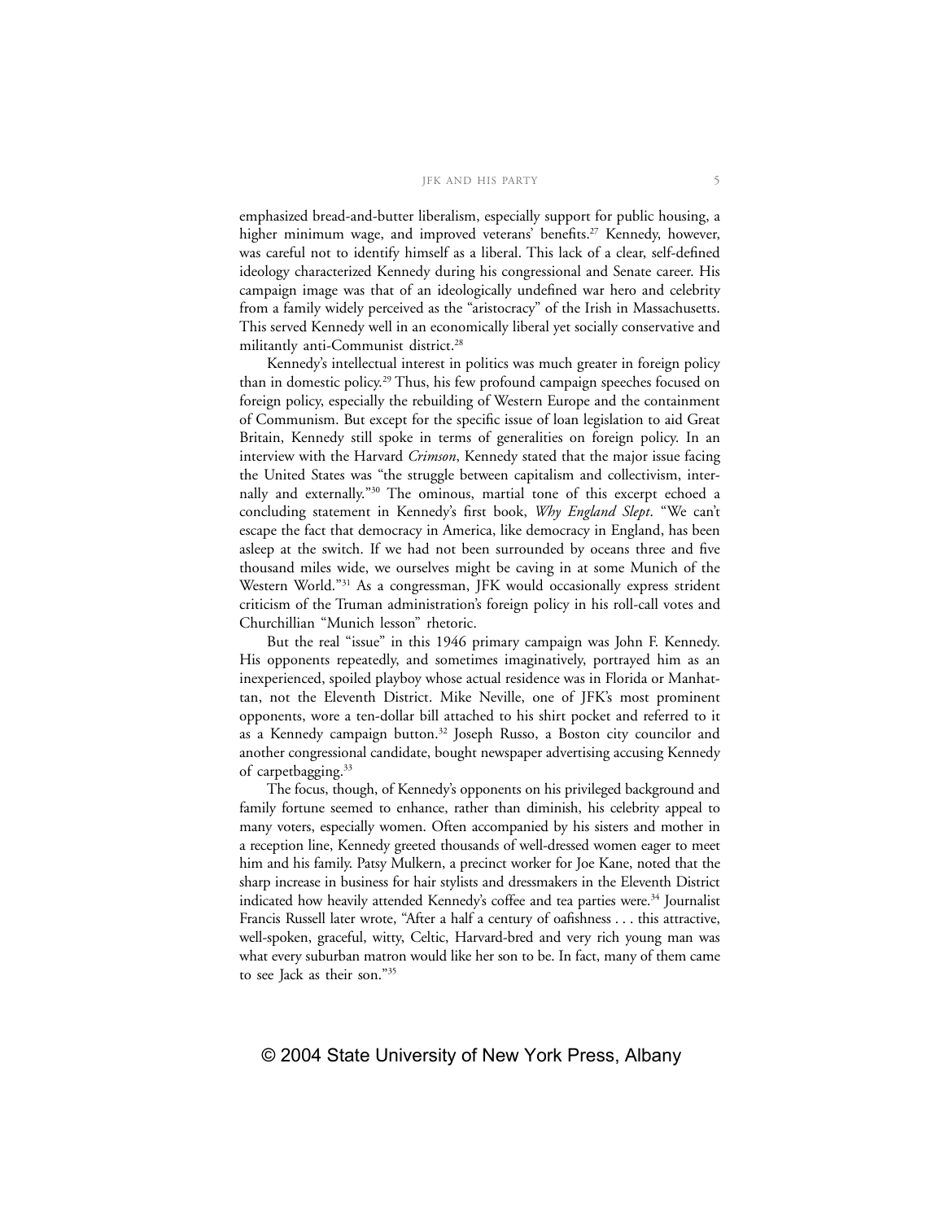emphasized bread-and-butter liberalism, especially support for public housing, a higher minimum wage, and improved veterans' benefits.[27] Kennedy, however, was careful not to identify himself as a liberal. This lack of a clear, self-defined ideology characterized Kennedy during his congressional and Senate career. His campaign image was that of an ideologically undefined war hero and celebrity from a family widely perceived as the "aristocracy" of the Irish in Massachusetts. This served Kennedy well in an economically liberal yet socially conservative and militantly anti-Communist district.[28]

Kennedy's intellectual interest in politics was much greater in foreign policy than in domestic policy.[29] Thus, his few profound campaign speeches focused on foreign policy, especially the rebuilding of Western Europe and the containment of Communism. But except for the specific issue of loan legislation to aid Great Britain, Kennedy still spoke in terms of generalities on foreign policy. In an interview with the Harvard *Crimson*, Kennedy stated that the major issue facing the United States was "the struggle between capitalism and collectivism, internally and externally."[30] The ominous, martial tone of this excerpt echoed a concluding statement in Kennedy's first book, *Why England Slept*. "We can't escape the fact that democracy in America, like democracy in England, has been asleep at the switch. If we had not been surrounded by oceans three and five thousand miles wide, we ourselves might be caving in at some Munich of the Western World."[31] As a congressman, JFK would occasionally express strident criticism of the Truman administration's foreign policy in his roll-call votes and Churchillian "Munich lesson" rhetoric.

But the real "issue" in this 1946 primary campaign was John F. Kennedy. His opponents repeatedly, and sometimes imaginatively, portrayed him as an inexperienced, spoiled playboy whose actual residence was in Florida or Manhattan, not the Eleventh District. Mike Neville, one of JFK's most prominent opponents, wore a ten-dollar bill attached to his shirt pocket and referred to it as a Kennedy campaign button.[32] Joseph Russo, a Boston city councilor and another congressional candidate, bought newspaper advertising accusing Kennedy of carpetbagging.[33]

The focus, though, of Kennedy's opponents on his privileged background and family fortune seemed to enhance, rather than diminish, his celebrity appeal to many voters, especially women. Often accompanied by his sisters and mother in a reception line, Kennedy greeted thousands of well-dressed women eager to meet him and his family. Patsy Mulkern, a precinct worker for Joe Kane, noted that the sharp increase in business for hair stylists and dressmakers in the Eleventh District indicated how heavily attended Kennedy's coffee and tea parties were.[34] Journalist Francis Russell later wrote, "After a half a century of oafishness . . . this attractive, well-spoken, graceful, witty, Celtic, Harvard-bred and very rich young man was what every suburban matron would like her son to be. In fact, many of them came to see Jack as their son."[35]

© 2004 State University of New York Press, Albany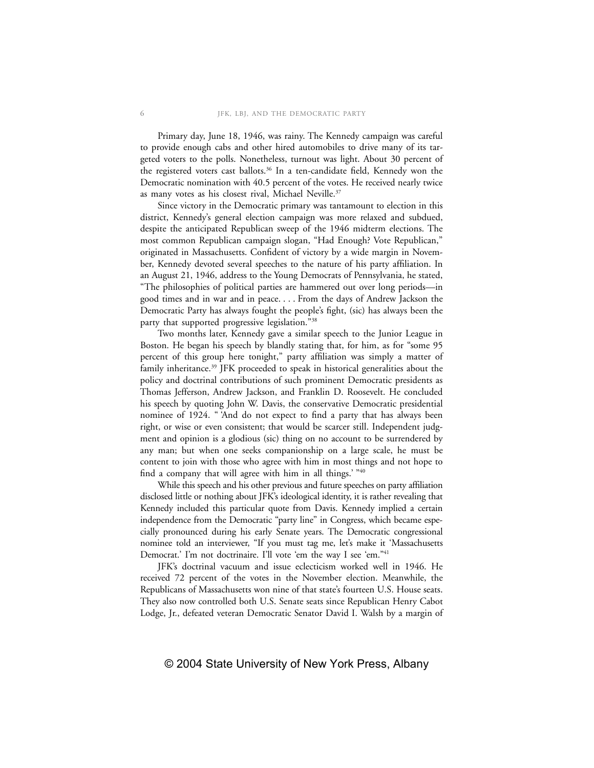Primary day, June 18, 1946, was rainy. The Kennedy campaign was careful to provide enough cabs and other hired automobiles to drive many of its targeted voters to the polls. Nonetheless, turnout was light. About 30 percent of the registered voters cast ballots.[36] In a ten-candidate field, Kennedy won the Democratic nomination with 40.5 percent of the votes. He received nearly twice as many votes as his closest rival, Michael Neville.[37]

Since victory in the Democratic primary was tantamount to election in this district, Kennedy's general election campaign was more relaxed and subdued, despite the anticipated Republican sweep of the 1946 midterm elections. The most common Republican campaign slogan, "Had Enough? Vote Republican," originated in Massachusetts. Confident of victory by a wide margin in November, Kennedy devoted several speeches to the nature of his party affiliation. In an August 21, 1946, address to the Young Democrats of Pennsylvania, he stated, "The philosophies of political parties are hammered out over long periods—in good times and in war and in peace. . . . From the days of Andrew Jackson the Democratic Party has always fought the people's fight, (sic) has always been the party that supported progressive legislation."[38]

Two months later, Kennedy gave a similar speech to the Junior League in Boston. He began his speech by blandly stating that, for him, as for "some 95 percent of this group here tonight," party affiliation was simply a matter of family inheritance.[39] JFK proceeded to speak in historical generalities about the policy and doctrinal contributions of such prominent Democratic presidents as Thomas Jefferson, Andrew Jackson, and Franklin D. Roosevelt. He concluded his speech by quoting John W. Davis, the conservative Democratic presidential nominee of 1924. " 'And do not expect to find a party that has always been right, or wise or even consistent; that would be scarcer still. Independent judgment and opinion is a glodious (sic) thing on no account to be surrendered by any man; but when one seeks companionship on a large scale, he must be content to join with those who agree with him in most things and not hope to find a company that will agree with him in all things.' "[40]

While this speech and his other previous and future speeches on party affiliation disclosed little or nothing about JFK's ideological identity, it is rather revealing that Kennedy included this particular quote from Davis. Kennedy implied a certain independence from the Democratic "party line" in Congress, which became especially pronounced during his early Senate years. The Democratic congressional nominee told an interviewer, "If you must tag me, let's make it 'Massachusetts Democrat.' I'm not doctrinaire. I'll vote 'em the way I see 'em."[41]

JFK's doctrinal vacuum and issue eclecticism worked well in 1946. He received 72 percent of the votes in the November election. Meanwhile, the Republicans of Massachusetts won nine of that state's fourteen U.S. House seats. They also now controlled both U.S. Senate seats since Republican Henry Cabot Lodge, Jr., defeated veteran Democratic Senator David I. Walsh by a margin of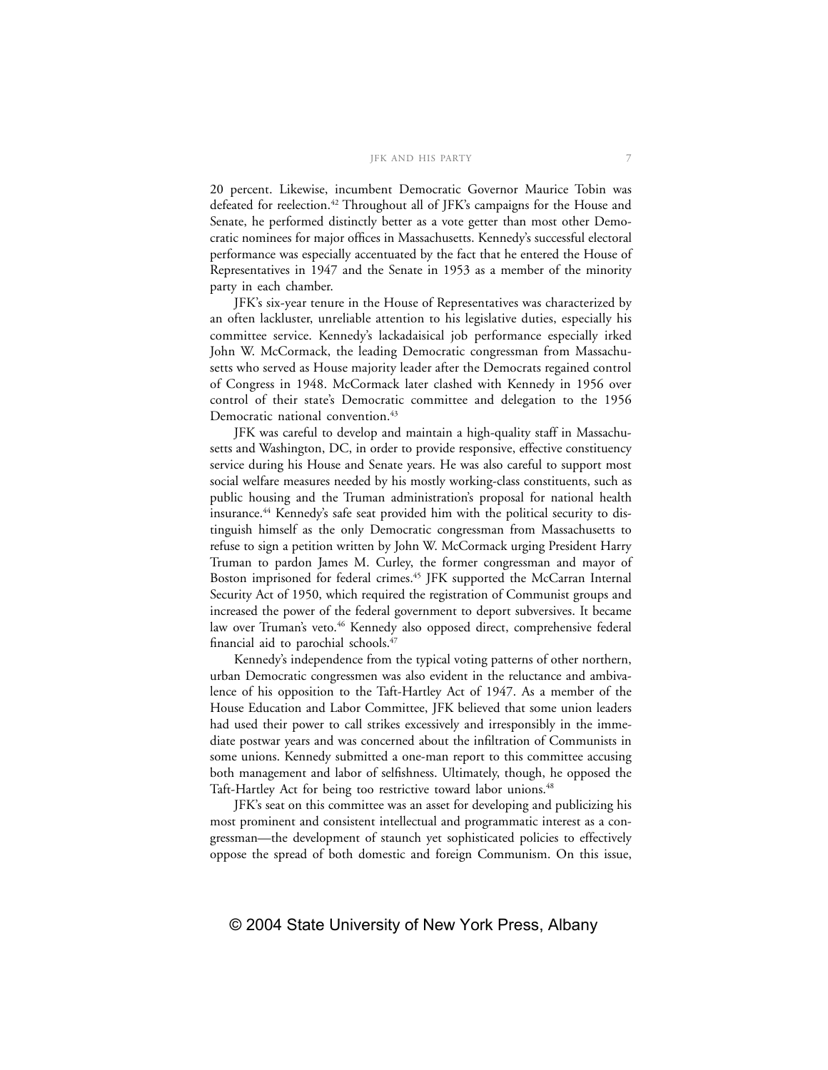20 percent. Likewise, incumbent Democratic Governor Maurice Tobin was defeated for reelection.[42] Throughout all of JFK's campaigns for the House and Senate, he performed distinctly better as a vote getter than most other Democratic nominees for major offices in Massachusetts. Kennedy's successful electoral performance was especially accentuated by the fact that he entered the House of Representatives in 1947 and the Senate in 1953 as a member of the minority party in each chamber.

JFK's six-year tenure in the House of Representatives was characterized by an often lackluster, unreliable attention to his legislative duties, especially his committee service. Kennedy's lackadaisical job performance especially irked John W. McCormack, the leading Democratic congressman from Massachusetts who served as House majority leader after the Democrats regained control of Congress in 1948. McCormack later clashed with Kennedy in 1956 over control of their state's Democratic committee and delegation to the 1956 Democratic national convention.[43]

JFK was careful to develop and maintain a high-quality staff in Massachusetts and Washington, DC, in order to provide responsive, effective constituency service during his House and Senate years. He was also careful to support most social welfare measures needed by his mostly working-class constituents, such as public housing and the Truman administration's proposal for national health insurance.[44] Kennedy's safe seat provided him with the political security to distinguish himself as the only Democratic congressman from Massachusetts to refuse to sign a petition written by John W. McCormack urging President Harry Truman to pardon James M. Curley, the former congressman and mayor of Boston imprisoned for federal crimes.[45] JFK supported the McCarran Internal Security Act of 1950, which required the registration of Communist groups and increased the power of the federal government to deport subversives. It became law over Truman's veto.[46] Kennedy also opposed direct, comprehensive federal financial aid to parochial schools.[47]

Kennedy's independence from the typical voting patterns of other northern, urban Democratic congressmen was also evident in the reluctance and ambivalence of his opposition to the Taft-Hartley Act of 1947. As a member of the House Education and Labor Committee, JFK believed that some union leaders had used their power to call strikes excessively and irresponsibly in the immediate postwar years and was concerned about the infiltration of Communists in some unions. Kennedy submitted a one-man report to this committee accusing both management and labor of selfishness. Ultimately, though, he opposed the Taft-Hartley Act for being too restrictive toward labor unions.[48]

JFK's seat on this committee was an asset for developing and publicizing his most prominent and consistent intellectual and programmatic interest as a congressman—the development of staunch yet sophisticated policies to effectively oppose the spread of both domestic and foreign Communism. On this issue,

© 2004 State University of New York Press, Albany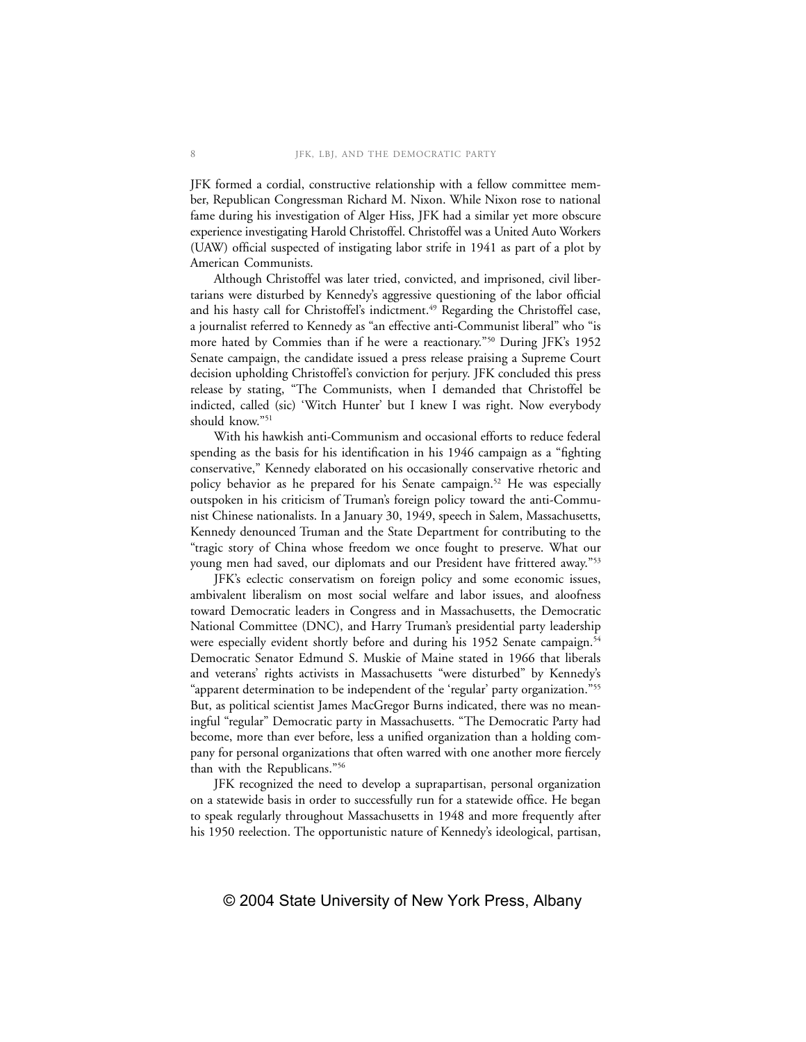JFK formed a cordial, constructive relationship with a fellow committee member, Republican Congressman Richard M. Nixon. While Nixon rose to national fame during his investigation of Alger Hiss, JFK had a similar yet more obscure experience investigating Harold Christoffel. Christoffel was a United Auto Workers (UAW) official suspected of instigating labor strife in 1941 as part of a plot by American Communists.

Although Christoffel was later tried, convicted, and imprisoned, civil libertarians were disturbed by Kennedy's aggressive questioning of the labor official and his hasty call for Christoffel's indictment.[49] Regarding the Christoffel case, a journalist referred to Kennedy as "an effective anti-Communist liberal" who "is more hated by Commies than if he were a reactionary."[50] During JFK's 1952 Senate campaign, the candidate issued a press release praising a Supreme Court decision upholding Christoffel's conviction for perjury. JFK concluded this press release by stating, "The Communists, when I demanded that Christoffel be indicted, called (sic) 'Witch Hunter' but I knew I was right. Now everybody should know."[51]

With his hawkish anti-Communism and occasional efforts to reduce federal spending as the basis for his identification in his 1946 campaign as a "fighting conservative," Kennedy elaborated on his occasionally conservative rhetoric and policy behavior as he prepared for his Senate campaign.[52] He was especially outspoken in his criticism of Truman's foreign policy toward the anti-Communist Chinese nationalists. In a January 30, 1949, speech in Salem, Massachusetts, Kennedy denounced Truman and the State Department for contributing to the "tragic story of China whose freedom we once fought to preserve. What our young men had saved, our diplomats and our President have frittered away."[53]

JFK's eclectic conservatism on foreign policy and some economic issues, ambivalent liberalism on most social welfare and labor issues, and aloofness toward Democratic leaders in Congress and in Massachusetts, the Democratic National Committee (DNC), and Harry Truman's presidential party leadership were especially evident shortly before and during his 1952 Senate campaign.[54] Democratic Senator Edmund S. Muskie of Maine stated in 1966 that liberals and veterans' rights activists in Massachusetts "were disturbed" by Kennedy's "apparent determination to be independent of the 'regular' party organization."[55] But, as political scientist James MacGregor Burns indicated, there was no meaningful "regular" Democratic party in Massachusetts. "The Democratic Party had become, more than ever before, less a unified organization than a holding company for personal organizations that often warred with one another more fiercely than with the Republicans."[56]

JFK recognized the need to develop a suprapartisan, personal organization on a statewide basis in order to successfully run for a statewide office. He began to speak regularly throughout Massachusetts in 1948 and more frequently after his 1950 reelection. The opportunistic nature of Kennedy's ideological, partisan,

© 2004 State University of New York Press, Albany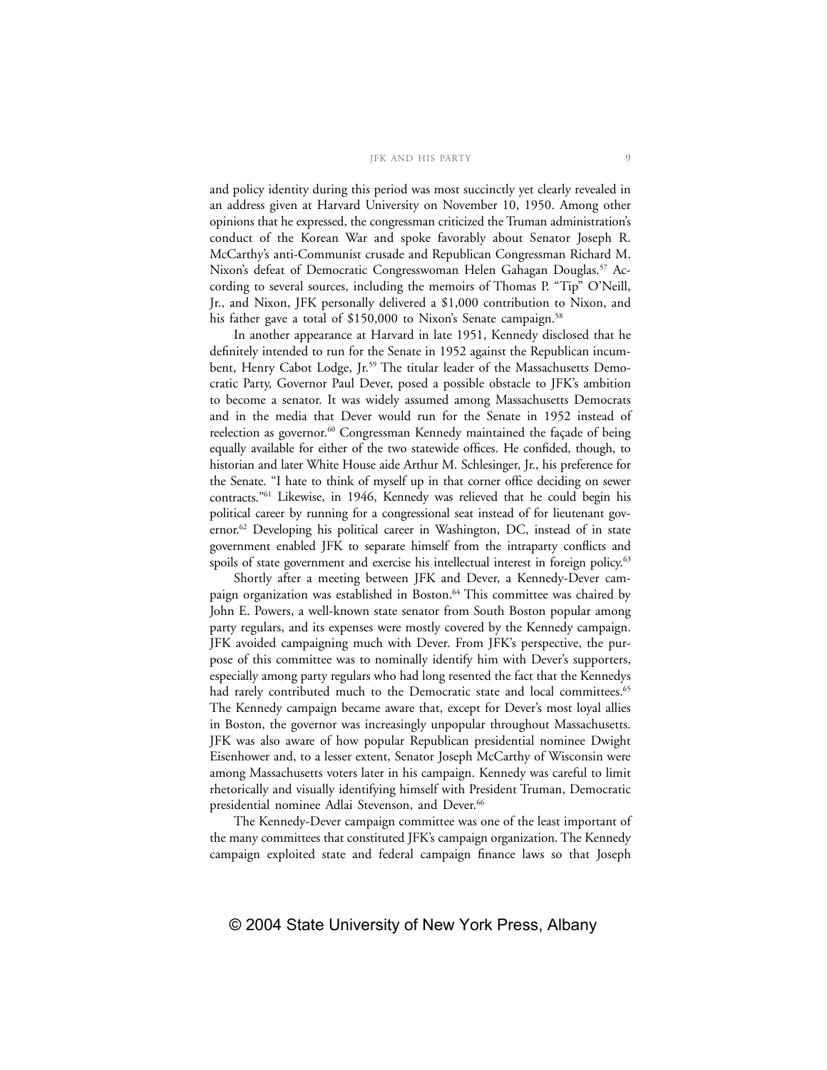and policy identity during this period was most succinctly yet clearly revealed in an address given at Harvard University on November 10, 1950. Among other opinions that he expressed, the congressman criticized the Truman administration's conduct of the Korean War and spoke favorably about Senator Joseph R. McCarthy's anti-Communist crusade and Republican Congressman Richard M. Nixon's defeat of Democratic Congresswoman Helen Gahagan Douglas.[57] According to several sources, including the memoirs of Thomas P. "Tip" O'Neill, Jr., and Nixon, JFK personally delivered a $1,000 contribution to Nixon, and his father gave a total of $150,000 to Nixon's Senate campaign.[58]

In another appearance at Harvard in late 1951, Kennedy disclosed that he definitely intended to run for the Senate in 1952 against the Republican incumbent, Henry Cabot Lodge, Jr.[59] The titular leader of the Massachusetts Democratic Party, Governor Paul Dever, posed a possible obstacle to JFK's ambition to become a senator. It was widely assumed among Massachusetts Democrats and in the media that Dever would run for the Senate in 1952 instead of reelection as governor.[60] Congressman Kennedy maintained the façade of being equally available for either of the two statewide offices. He confided, though, to historian and later White House aide Arthur M. Schlesinger, Jr., his preference for the Senate. "I hate to think of myself up in that corner office deciding on sewer contracts."[61] Likewise, in 1946, Kennedy was relieved that he could begin his political career by running for a congressional seat instead of for lieutenant governor.[62] Developing his political career in Washington, DC, instead of in state government enabled JFK to separate himself from the intraparty conflicts and spoils of state government and exercise his intellectual interest in foreign policy.[63]

Shortly after a meeting between JFK and Dever, a Kennedy-Dever campaign organization was established in Boston.[64] This committee was chaired by John E. Powers, a well-known state senator from South Boston popular among party regulars, and its expenses were mostly covered by the Kennedy campaign. JFK avoided campaigning much with Dever. From JFK's perspective, the purpose of this committee was to nominally identify him with Dever's supporters, especially among party regulars who had long resented the fact that the Kennedys had rarely contributed much to the Democratic state and local committees.[65] The Kennedy campaign became aware that, except for Dever's most loyal allies in Boston, the governor was increasingly unpopular throughout Massachusetts. JFK was also aware of how popular Republican presidential nominee Dwight Eisenhower and, to a lesser extent, Senator Joseph McCarthy of Wisconsin were among Massachusetts voters later in his campaign. Kennedy was careful to limit rhetorically and visually identifying himself with President Truman, Democratic presidential nominee Adlai Stevenson, and Dever.[66]

The Kennedy-Dever campaign committee was one of the least important of the many committees that constituted JFK's campaign organization. The Kennedy campaign exploited state and federal campaign finance laws so that Joseph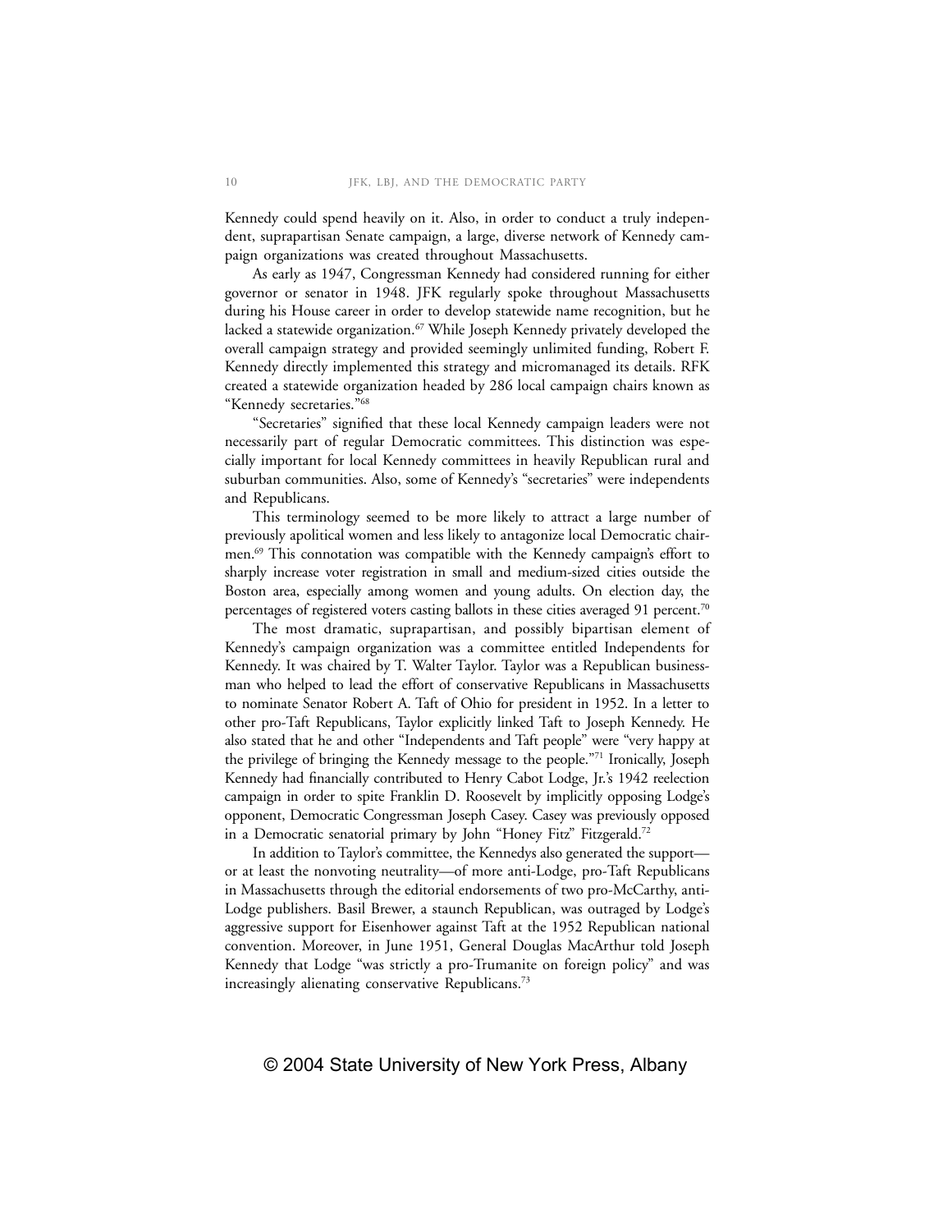Kennedy could spend heavily on it. Also, in order to conduct a truly independent, suprapartisan Senate campaign, a large, diverse network of Kennedy campaign organizations was created throughout Massachusetts.

As early as 1947, Congressman Kennedy had considered running for either governor or senator in 1948. JFK regularly spoke throughout Massachusetts during his House career in order to develop statewide name recognition, but he lacked a statewide organization.[67] While Joseph Kennedy privately developed the overall campaign strategy and provided seemingly unlimited funding, Robert F. Kennedy directly implemented this strategy and micromanaged its details. RFK created a statewide organization headed by 286 local campaign chairs known as "Kennedy secretaries."[68]

"Secretaries" signified that these local Kennedy campaign leaders were not necessarily part of regular Democratic committees. This distinction was especially important for local Kennedy committees in heavily Republican rural and suburban communities. Also, some of Kennedy's "secretaries" were independents and Republicans.

This terminology seemed to be more likely to attract a large number of previously apolitical women and less likely to antagonize local Democratic chairmen.[69] This connotation was compatible with the Kennedy campaign's effort to sharply increase voter registration in small and medium-sized cities outside the Boston area, especially among women and young adults. On election day, the percentages of registered voters casting ballots in these cities averaged 91 percent.[70]

The most dramatic, suprapartisan, and possibly bipartisan element of Kennedy's campaign organization was a committee entitled Independents for Kennedy. It was chaired by T. Walter Taylor. Taylor was a Republican businessman who helped to lead the effort of conservative Republicans in Massachusetts to nominate Senator Robert A. Taft of Ohio for president in 1952. In a letter to other pro-Taft Republicans, Taylor explicitly linked Taft to Joseph Kennedy. He also stated that he and other "Independents and Taft people" were "very happy at the privilege of bringing the Kennedy message to the people."[71] Ironically, Joseph Kennedy had financially contributed to Henry Cabot Lodge, Jr.'s 1942 reelection campaign in order to spite Franklin D. Roosevelt by implicitly opposing Lodge's opponent, Democratic Congressman Joseph Casey. Casey was previously opposed in a Democratic senatorial primary by John "Honey Fitz" Fitzgerald.[72]

In addition to Taylor's committee, the Kennedys also generated the support—or at least the nonvoting neutrality—of more anti-Lodge, pro-Taft Republicans in Massachusetts through the editorial endorsements of two pro-McCarthy, anti-Lodge publishers. Basil Brewer, a staunch Republican, was outraged by Lodge's aggressive support for Eisenhower against Taft at the 1952 Republican national convention. Moreover, in June 1951, General Douglas MacArthur told Joseph Kennedy that Lodge "was strictly a pro-Trumanite on foreign policy" and was increasingly alienating conservative Republicans.[73]

© 2004 State University of New York Press, Albany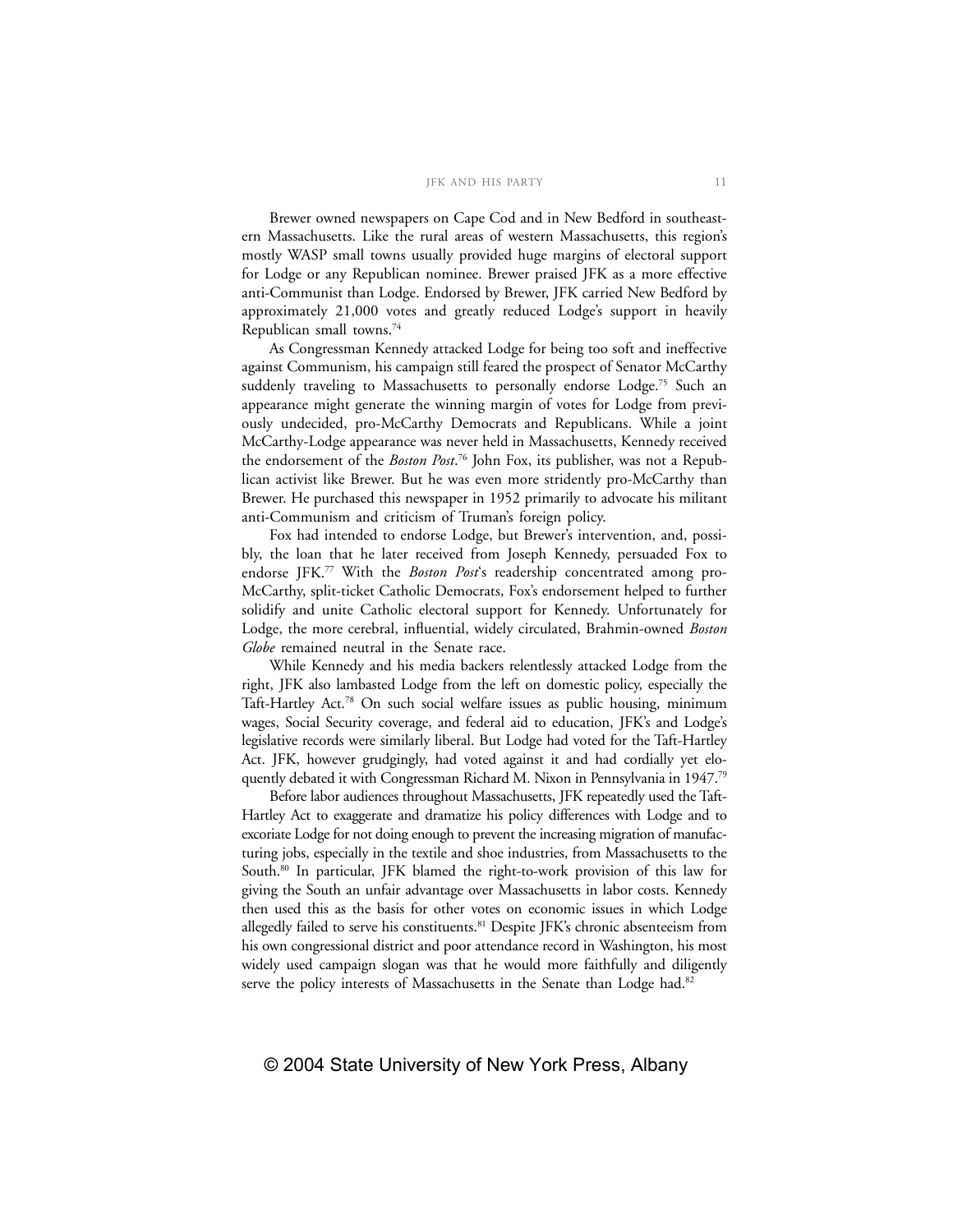Brewer owned newspapers on Cape Cod and in New Bedford in southeastern Massachusetts. Like the rural areas of western Massachusetts, this region's mostly WASP small towns usually provided huge margins of electoral support for Lodge or any Republican nominee. Brewer praised JFK as a more effective anti-Communist than Lodge. Endorsed by Brewer, JFK carried New Bedford by approximately 21,000 votes and greatly reduced Lodge's support in heavily Republican small towns.[74]

As Congressman Kennedy attacked Lodge for being too soft and ineffective against Communism, his campaign still feared the prospect of Senator McCarthy suddenly traveling to Massachusetts to personally endorse Lodge.[75] Such an appearance might generate the winning margin of votes for Lodge from previously undecided, pro-McCarthy Democrats and Republicans. While a joint McCarthy-Lodge appearance was never held in Massachusetts, Kennedy received the endorsement of the *Boston Post*.[76] John Fox, its publisher, was not a Republican activist like Brewer. But he was even more stridently pro-McCarthy than Brewer. He purchased this newspaper in 1952 primarily to advocate his militant anti-Communism and criticism of Truman's foreign policy.

Fox had intended to endorse Lodge, but Brewer's intervention, and, possibly, the loan that he later received from Joseph Kennedy, persuaded Fox to endorse JFK.[77] With the *Boston Post*'s readership concentrated among pro-McCarthy, split-ticket Catholic Democrats, Fox's endorsement helped to further solidify and unite Catholic electoral support for Kennedy. Unfortunately for Lodge, the more cerebral, influential, widely circulated, Brahmin-owned *Boston Globe* remained neutral in the Senate race.

While Kennedy and his media backers relentlessly attacked Lodge from the right, JFK also lambasted Lodge from the left on domestic policy, especially the Taft-Hartley Act.[78] On such social welfare issues as public housing, minimum wages, Social Security coverage, and federal aid to education, JFK's and Lodge's legislative records were similarly liberal. But Lodge had voted for the Taft-Hartley Act. JFK, however grudgingly, had voted against it and had cordially yet eloquently debated it with Congressman Richard M. Nixon in Pennsylvania in 1947.[79]

Before labor audiences throughout Massachusetts, JFK repeatedly used the Taft-Hartley Act to exaggerate and dramatize his policy differences with Lodge and to excoriate Lodge for not doing enough to prevent the increasing migration of manufacturing jobs, especially in the textile and shoe industries, from Massachusetts to the South.[80] In particular, JFK blamed the right-to-work provision of this law for giving the South an unfair advantage over Massachusetts in labor costs. Kennedy then used this as the basis for other votes on economic issues in which Lodge allegedly failed to serve his constituents.[81] Despite JFK's chronic absenteeism from his own congressional district and poor attendance record in Washington, his most widely used campaign slogan was that he would more faithfully and diligently serve the policy interests of Massachusetts in the Senate than Lodge had.[82]

© 2004 State University of New York Press, Albany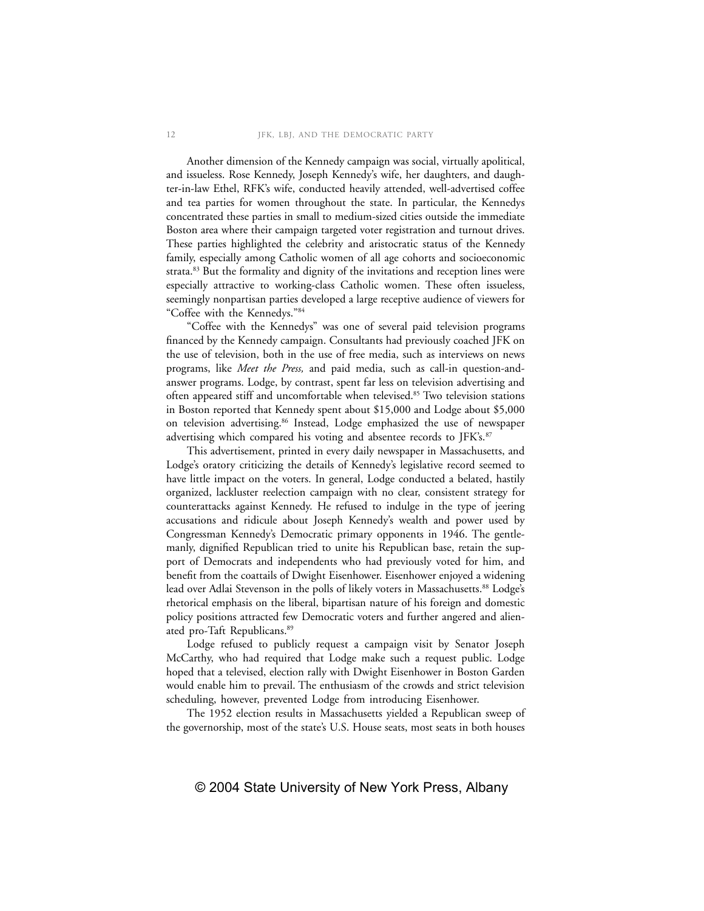Another dimension of the Kennedy campaign was social, virtually apolitical, and issueless. Rose Kennedy, Joseph Kennedy's wife, her daughters, and daughter-in-law Ethel, RFK's wife, conducted heavily attended, well-advertised coffee and tea parties for women throughout the state. In particular, the Kennedys concentrated these parties in small to medium-sized cities outside the immediate Boston area where their campaign targeted voter registration and turnout drives. These parties highlighted the celebrity and aristocratic status of the Kennedy family, especially among Catholic women of all age cohorts and socioeconomic strata.[83] But the formality and dignity of the invitations and reception lines were especially attractive to working-class Catholic women. These often issueless, seemingly nonpartisan parties developed a large receptive audience of viewers for "Coffee with the Kennedys."[84]

"Coffee with the Kennedys" was one of several paid television programs financed by the Kennedy campaign. Consultants had previously coached JFK on the use of television, both in the use of free media, such as interviews on news programs, like *Meet the Press,* and paid media, such as call-in question-and-answer programs. Lodge, by contrast, spent far less on television advertising and often appeared stiff and uncomfortable when televised.[85] Two television stations in Boston reported that Kennedy spent about $15,000 and Lodge about $5,000 on television advertising.[86] Instead, Lodge emphasized the use of newspaper advertising which compared his voting and absentee records to JFK's.[87]

This advertisement, printed in every daily newspaper in Massachusetts, and Lodge's oratory criticizing the details of Kennedy's legislative record seemed to have little impact on the voters. In general, Lodge conducted a belated, hastily organized, lackluster reelection campaign with no clear, consistent strategy for counterattacks against Kennedy. He refused to indulge in the type of jeering accusations and ridicule about Joseph Kennedy's wealth and power used by Congressman Kennedy's Democratic primary opponents in 1946. The gentlemanly, dignified Republican tried to unite his Republican base, retain the support of Democrats and independents who had previously voted for him, and benefit from the coattails of Dwight Eisenhower. Eisenhower enjoyed a widening lead over Adlai Stevenson in the polls of likely voters in Massachusetts.[88] Lodge's rhetorical emphasis on the liberal, bipartisan nature of his foreign and domestic policy positions attracted few Democratic voters and further angered and alienated pro-Taft Republicans.[89]

Lodge refused to publicly request a campaign visit by Senator Joseph McCarthy, who had required that Lodge make such a request public. Lodge hoped that a televised, election rally with Dwight Eisenhower in Boston Garden would enable him to prevail. The enthusiasm of the crowds and strict television scheduling, however, prevented Lodge from introducing Eisenhower.

The 1952 election results in Massachusetts yielded a Republican sweep of the governorship, most of the state's U.S. House seats, most seats in both houses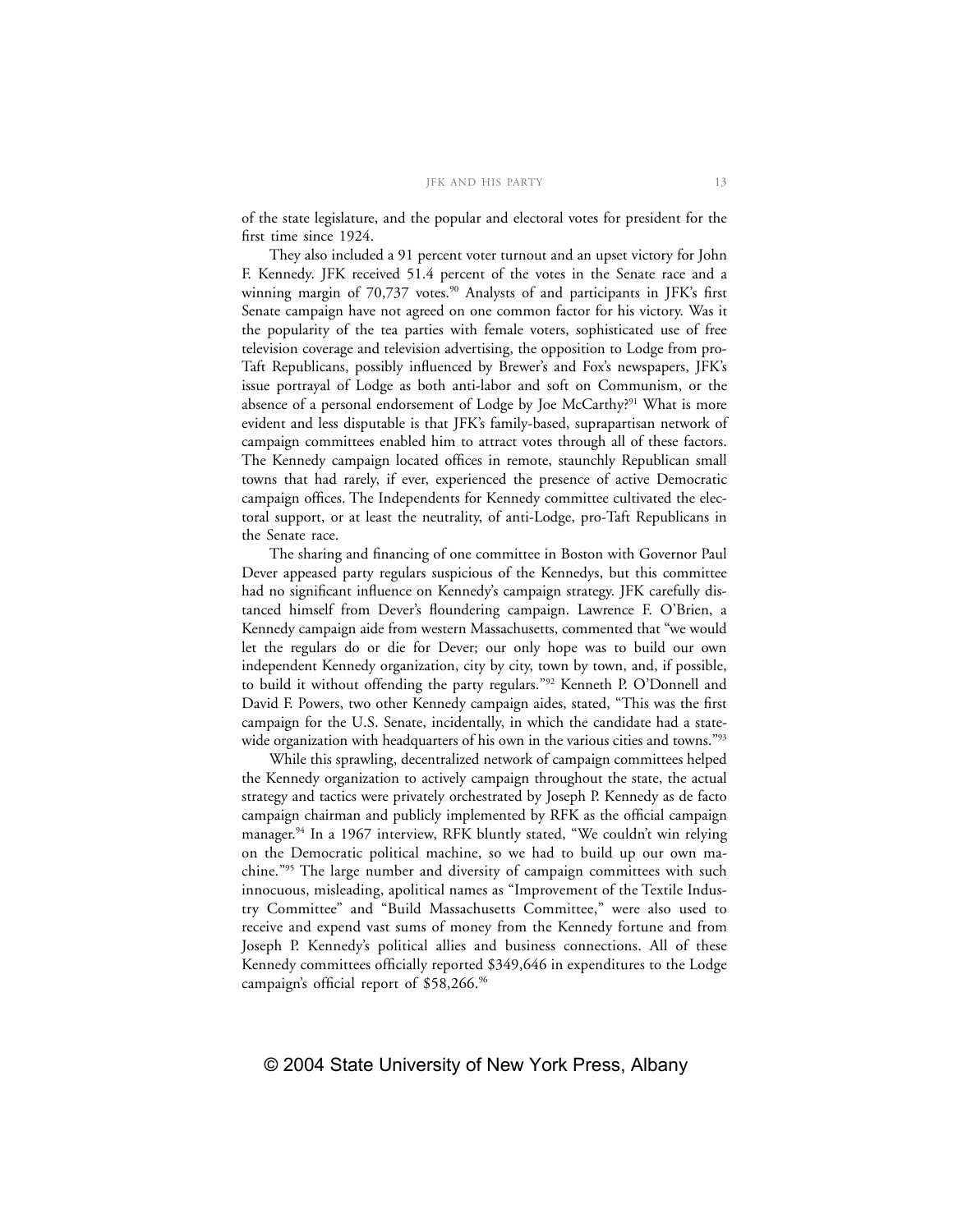of the state legislature, and the popular and electoral votes for president for the first time since 1924.

They also included a 91 percent voter turnout and an upset victory for John F. Kennedy. JFK received 51.4 percent of the votes in the Senate race and a winning margin of 70,737 votes.[90] Analysts of and participants in JFK's first Senate campaign have not agreed on one common factor for his victory. Was it the popularity of the tea parties with female voters, sophisticated use of free television coverage and television advertising, the opposition to Lodge from pro-Taft Republicans, possibly influenced by Brewer's and Fox's newspapers, JFK's issue portrayal of Lodge as both anti-labor and soft on Communism, or the absence of a personal endorsement of Lodge by Joe McCarthy?[91] What is more evident and less disputable is that JFK's family-based, suprapartisan network of campaign committees enabled him to attract votes through all of these factors. The Kennedy campaign located offices in remote, staunchly Republican small towns that had rarely, if ever, experienced the presence of active Democratic campaign offices. The Independents for Kennedy committee cultivated the electoral support, or at least the neutrality, of anti-Lodge, pro-Taft Republicans in the Senate race.

The sharing and financing of one committee in Boston with Governor Paul Dever appeased party regulars suspicious of the Kennedys, but this committee had no significant influence on Kennedy's campaign strategy. JFK carefully distanced himself from Dever's floundering campaign. Lawrence F. O'Brien, a Kennedy campaign aide from western Massachusetts, commented that "we would let the regulars do or die for Dever; our only hope was to build our own independent Kennedy organization, city by city, town by town, and, if possible, to build it without offending the party regulars."[92] Kenneth P. O'Donnell and David F. Powers, two other Kennedy campaign aides, stated, "This was the first campaign for the U.S. Senate, incidentally, in which the candidate had a statewide organization with headquarters of his own in the various cities and towns."[93]

While this sprawling, decentralized network of campaign committees helped the Kennedy organization to actively campaign throughout the state, the actual strategy and tactics were privately orchestrated by Joseph P. Kennedy as de facto campaign chairman and publicly implemented by RFK as the official campaign manager.[94] In a 1967 interview, RFK bluntly stated, "We couldn't win relying on the Democratic political machine, so we had to build up our own machine."[95] The large number and diversity of campaign committees with such innocuous, misleading, apolitical names as "Improvement of the Textile Industry Committee" and "Build Massachusetts Committee," were also used to receive and expend vast sums of money from the Kennedy fortune and from Joseph P. Kennedy's political allies and business connections. All of these Kennedy committees officially reported $349,646 in expenditures to the Lodge campaign's official report of $58,266.[96]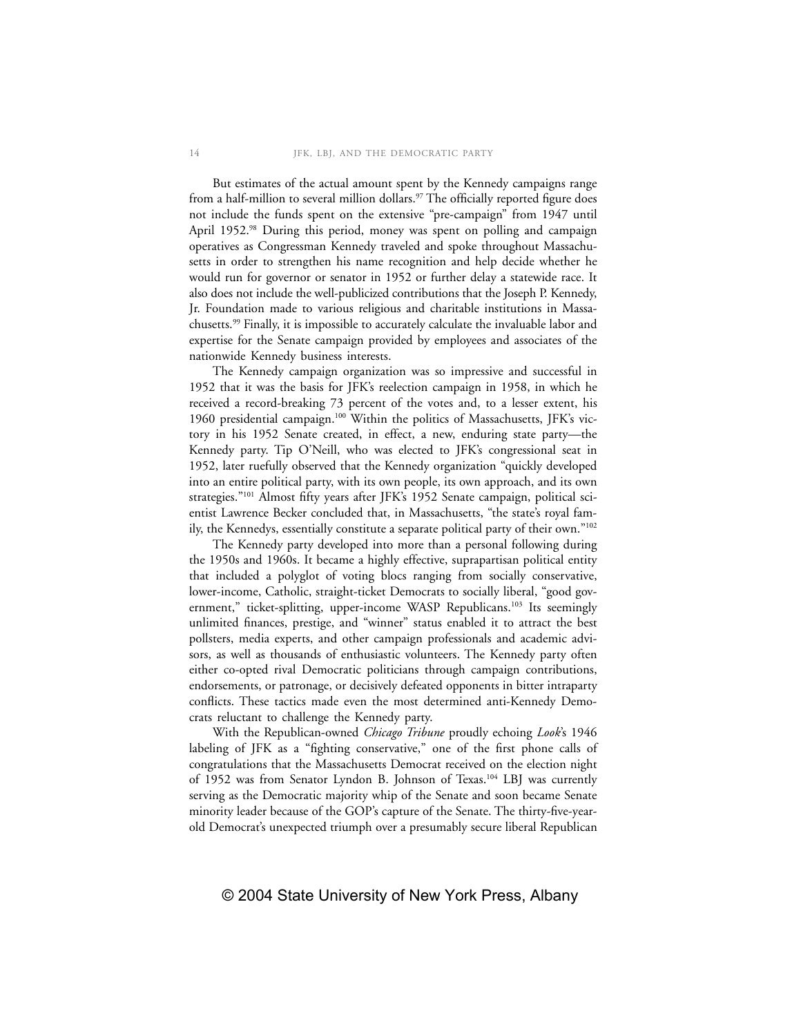But estimates of the actual amount spent by the Kennedy campaigns range from a half-million to several million dollars.[97] The officially reported figure does not include the funds spent on the extensive "pre-campaign" from 1947 until April 1952.[98] During this period, money was spent on polling and campaign operatives as Congressman Kennedy traveled and spoke throughout Massachusetts in order to strengthen his name recognition and help decide whether he would run for governor or senator in 1952 or further delay a statewide race. It also does not include the well-publicized contributions that the Joseph P. Kennedy, Jr. Foundation made to various religious and charitable institutions in Massachusetts.[99] Finally, it is impossible to accurately calculate the invaluable labor and expertise for the Senate campaign provided by employees and associates of the nationwide Kennedy business interests.

The Kennedy campaign organization was so impressive and successful in 1952 that it was the basis for JFK's reelection campaign in 1958, in which he received a record-breaking 73 percent of the votes and, to a lesser extent, his 1960 presidential campaign.[100] Within the politics of Massachusetts, JFK's victory in his 1952 Senate created, in effect, a new, enduring state party—the Kennedy party. Tip O'Neill, who was elected to JFK's congressional seat in 1952, later ruefully observed that the Kennedy organization "quickly developed into an entire political party, with its own people, its own approach, and its own strategies."[101] Almost fifty years after JFK's 1952 Senate campaign, political scientist Lawrence Becker concluded that, in Massachusetts, "the state's royal family, the Kennedys, essentially constitute a separate political party of their own."[102]

The Kennedy party developed into more than a personal following during the 1950s and 1960s. It became a highly effective, suprapartisan political entity that included a polyglot of voting blocs ranging from socially conservative, lower-income, Catholic, straight-ticket Democrats to socially liberal, "good government," ticket-splitting, upper-income WASP Republicans.[103] Its seemingly unlimited finances, prestige, and "winner" status enabled it to attract the best pollsters, media experts, and other campaign professionals and academic advisors, as well as thousands of enthusiastic volunteers. The Kennedy party often either co-opted rival Democratic politicians through campaign contributions, endorsements, or patronage, or decisively defeated opponents in bitter intraparty conflicts. These tactics made even the most determined anti-Kennedy Democrats reluctant to challenge the Kennedy party.

With the Republican-owned *Chicago Tribune* proudly echoing *Look*'s 1946 labeling of JFK as a "fighting conservative," one of the first phone calls of congratulations that the Massachusetts Democrat received on the election night of 1952 was from Senator Lyndon B. Johnson of Texas.[104] LBJ was currently serving as the Democratic majority whip of the Senate and soon became Senate minority leader because of the GOP's capture of the Senate. The thirty-five-year-old Democrat's unexpected triumph over a presumably secure liberal Republican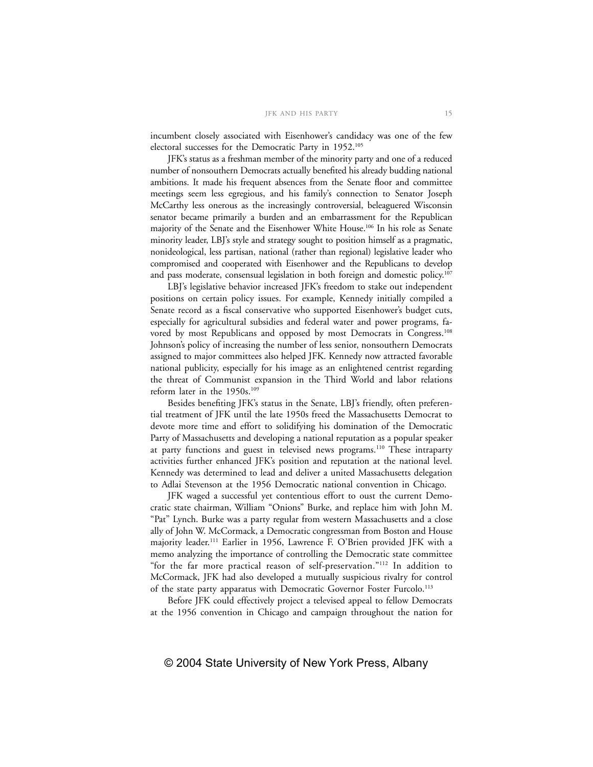incumbent closely associated with Eisenhower's candidacy was one of the few electoral successes for the Democratic Party in 1952.[105]

JFK's status as a freshman member of the minority party and one of a reduced number of nonsouthern Democrats actually benefited his already budding national ambitions. It made his frequent absences from the Senate floor and committee meetings seem less egregious, and his family's connection to Senator Joseph McCarthy less onerous as the increasingly controversial, beleaguered Wisconsin senator became primarily a burden and an embarrassment for the Republican majority of the Senate and the Eisenhower White House.[106] In his role as Senate minority leader, LBJ's style and strategy sought to position himself as a pragmatic, nonideological, less partisan, national (rather than regional) legislative leader who compromised and cooperated with Eisenhower and the Republicans to develop and pass moderate, consensual legislation in both foreign and domestic policy.[107]

LBJ's legislative behavior increased JFK's freedom to stake out independent positions on certain policy issues. For example, Kennedy initially compiled a Senate record as a fiscal conservative who supported Eisenhower's budget cuts, especially for agricultural subsidies and federal water and power programs, favored by most Republicans and opposed by most Democrats in Congress.[108] Johnson's policy of increasing the number of less senior, nonsouthern Democrats assigned to major committees also helped JFK. Kennedy now attracted favorable national publicity, especially for his image as an enlightened centrist regarding the threat of Communist expansion in the Third World and labor relations reform later in the 1950s.[109]

Besides benefiting JFK's status in the Senate, LBJ's friendly, often preferential treatment of JFK until the late 1950s freed the Massachusetts Democrat to devote more time and effort to solidifying his domination of the Democratic Party of Massachusetts and developing a national reputation as a popular speaker at party functions and guest in televised news programs.[110] These intraparty activities further enhanced JFK's position and reputation at the national level. Kennedy was determined to lead and deliver a united Massachusetts delegation to Adlai Stevenson at the 1956 Democratic national convention in Chicago.

JFK waged a successful yet contentious effort to oust the current Democratic state chairman, William "Onions" Burke, and replace him with John M. "Pat" Lynch. Burke was a party regular from western Massachusetts and a close ally of John W. McCormack, a Democratic congressman from Boston and House majority leader.[111] Earlier in 1956, Lawrence F. O'Brien provided JFK with a memo analyzing the importance of controlling the Democratic state committee "for the far more practical reason of self-preservation."[112] In addition to McCormack, JFK had also developed a mutually suspicious rivalry for control of the state party apparatus with Democratic Governor Foster Furcolo.[113]

Before JFK could effectively project a televised appeal to fellow Democrats at the 1956 convention in Chicago and campaign throughout the nation for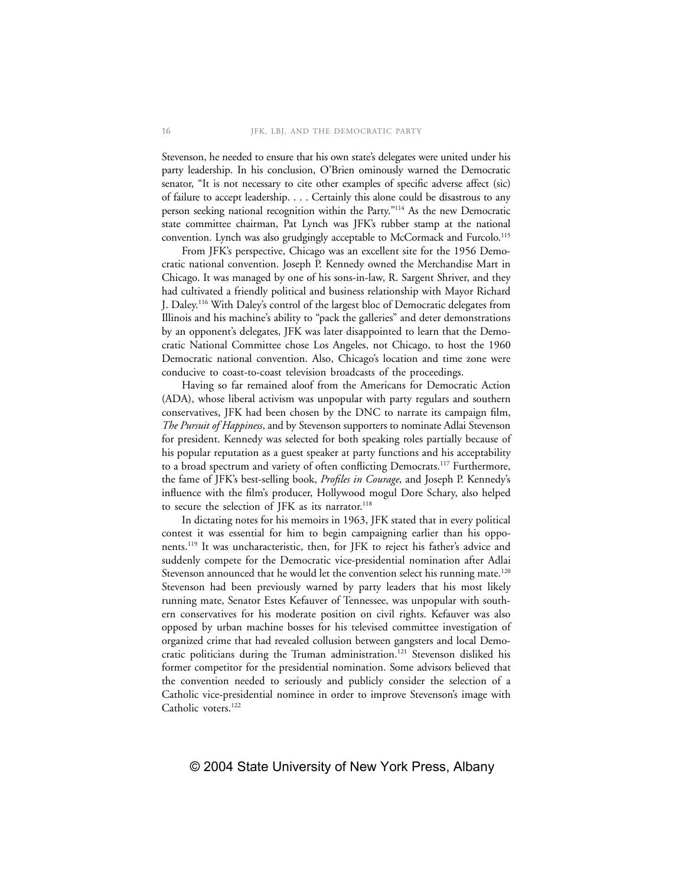Stevenson, he needed to ensure that his own state's delegates were united under his party leadership. In his conclusion, O'Brien ominously warned the Democratic senator, "It is not necessary to cite other examples of specific adverse affect (sic) of failure to accept leadership. . . . Certainly this alone could be disastrous to any person seeking national recognition within the Party."[114] As the new Democratic state committee chairman, Pat Lynch was JFK's rubber stamp at the national convention. Lynch was also grudgingly acceptable to McCormack and Furcolo.[115]

From JFK's perspective, Chicago was an excellent site for the 1956 Democratic national convention. Joseph P. Kennedy owned the Merchandise Mart in Chicago. It was managed by one of his sons-in-law, R. Sargent Shriver, and they had cultivated a friendly political and business relationship with Mayor Richard J. Daley.[116] With Daley's control of the largest bloc of Democratic delegates from Illinois and his machine's ability to "pack the galleries" and deter demonstrations by an opponent's delegates, JFK was later disappointed to learn that the Democratic National Committee chose Los Angeles, not Chicago, to host the 1960 Democratic national convention. Also, Chicago's location and time zone were conducive to coast-to-coast television broadcasts of the proceedings.

Having so far remained aloof from the Americans for Democratic Action (ADA), whose liberal activism was unpopular with party regulars and southern conservatives, JFK had been chosen by the DNC to narrate its campaign film, *The Pursuit of Happiness*, and by Stevenson supporters to nominate Adlai Stevenson for president. Kennedy was selected for both speaking roles partially because of his popular reputation as a guest speaker at party functions and his acceptability to a broad spectrum and variety of often conflicting Democrats.[117] Furthermore, the fame of JFK's best-selling book, *Profiles in Courage*, and Joseph P. Kennedy's influence with the film's producer, Hollywood mogul Dore Schary, also helped to secure the selection of JFK as its narrator.[118]

In dictating notes for his memoirs in 1963, JFK stated that in every political contest it was essential for him to begin campaigning earlier than his opponents.[119] It was uncharacteristic, then, for JFK to reject his father's advice and suddenly compete for the Democratic vice-presidential nomination after Adlai Stevenson announced that he would let the convention select his running mate.[120] Stevenson had been previously warned by party leaders that his most likely running mate, Senator Estes Kefauver of Tennessee, was unpopular with southern conservatives for his moderate position on civil rights. Kefauver was also opposed by urban machine bosses for his televised committee investigation of organized crime that had revealed collusion between gangsters and local Democratic politicians during the Truman administration.[121] Stevenson disliked his former competitor for the presidential nomination. Some advisors believed that the convention needed to seriously and publicly consider the selection of a Catholic vice-presidential nominee in order to improve Stevenson's image with Catholic voters.[122]

© 2004 State University of New York Press, Albany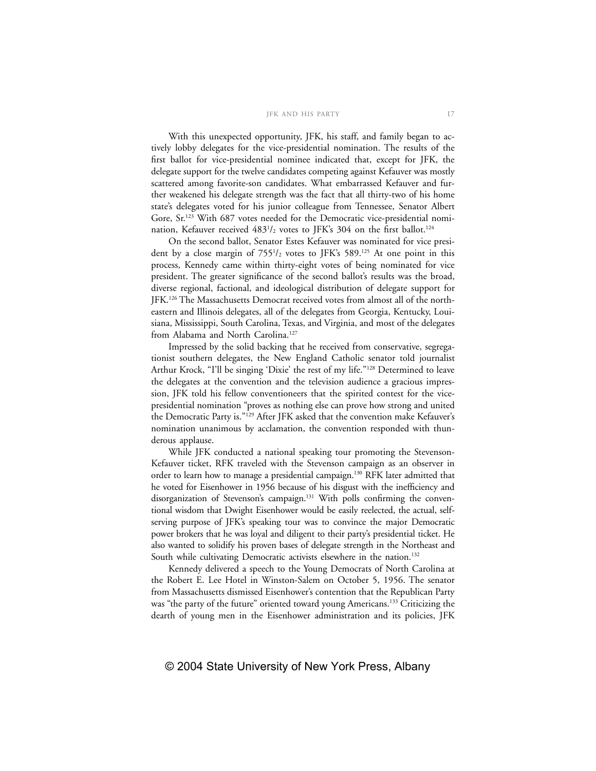With this unexpected opportunity, JFK, his staff, and family began to actively lobby delegates for the vice-presidential nomination. The results of the first ballot for vice-presidential nominee indicated that, except for JFK, the delegate support for the twelve candidates competing against Kefauver was mostly scattered among favorite-son candidates. What embarrassed Kefauver and further weakened his delegate strength was the fact that all thirty-two of his home state's delegates voted for his junior colleague from Tennessee, Senator Albert Gore, Sr.[123] With 687 votes needed for the Democratic vice-presidential nomination, Kefauver received 483½ votes to JFK's 304 on the first ballot.[124]

On the second ballot, Senator Estes Kefauver was nominated for vice president by a close margin of 755½ votes to JFK's 589.[125] At one point in this process, Kennedy came within thirty-eight votes of being nominated for vice president. The greater significance of the second ballot's results was the broad, diverse regional, factional, and ideological distribution of delegate support for JFK.[126] The Massachusetts Democrat received votes from almost all of the northeastern and Illinois delegates, all of the delegates from Georgia, Kentucky, Louisiana, Mississippi, South Carolina, Texas, and Virginia, and most of the delegates from Alabama and North Carolina.[127]

Impressed by the solid backing that he received from conservative, segregationist southern delegates, the New England Catholic senator told journalist Arthur Krock, "I'll be singing 'Dixie' the rest of my life."[128] Determined to leave the delegates at the convention and the television audience a gracious impression, JFK told his fellow conventioneers that the spirited contest for the vice-presidential nomination "proves as nothing else can prove how strong and united the Democratic Party is."[129] After JFK asked that the convention make Kefauver's nomination unanimous by acclamation, the convention responded with thunderous applause.

While JFK conducted a national speaking tour promoting the Stevenson-Kefauver ticket, RFK traveled with the Stevenson campaign as an observer in order to learn how to manage a presidential campaign.[130] RFK later admitted that he voted for Eisenhower in 1956 because of his disgust with the inefficiency and disorganization of Stevenson's campaign.[131] With polls confirming the conventional wisdom that Dwight Eisenhower would be easily reelected, the actual, self-serving purpose of JFK's speaking tour was to convince the major Democratic power brokers that he was loyal and diligent to their party's presidential ticket. He also wanted to solidify his proven bases of delegate strength in the Northeast and South while cultivating Democratic activists elsewhere in the nation.[132]

Kennedy delivered a speech to the Young Democrats of North Carolina at the Robert E. Lee Hotel in Winston-Salem on October 5, 1956. The senator from Massachusetts dismissed Eisenhower's contention that the Republican Party was "the party of the future" oriented toward young Americans.[133] Criticizing the dearth of young men in the Eisenhower administration and its policies, JFK

© 2004 State University of New York Press, Albany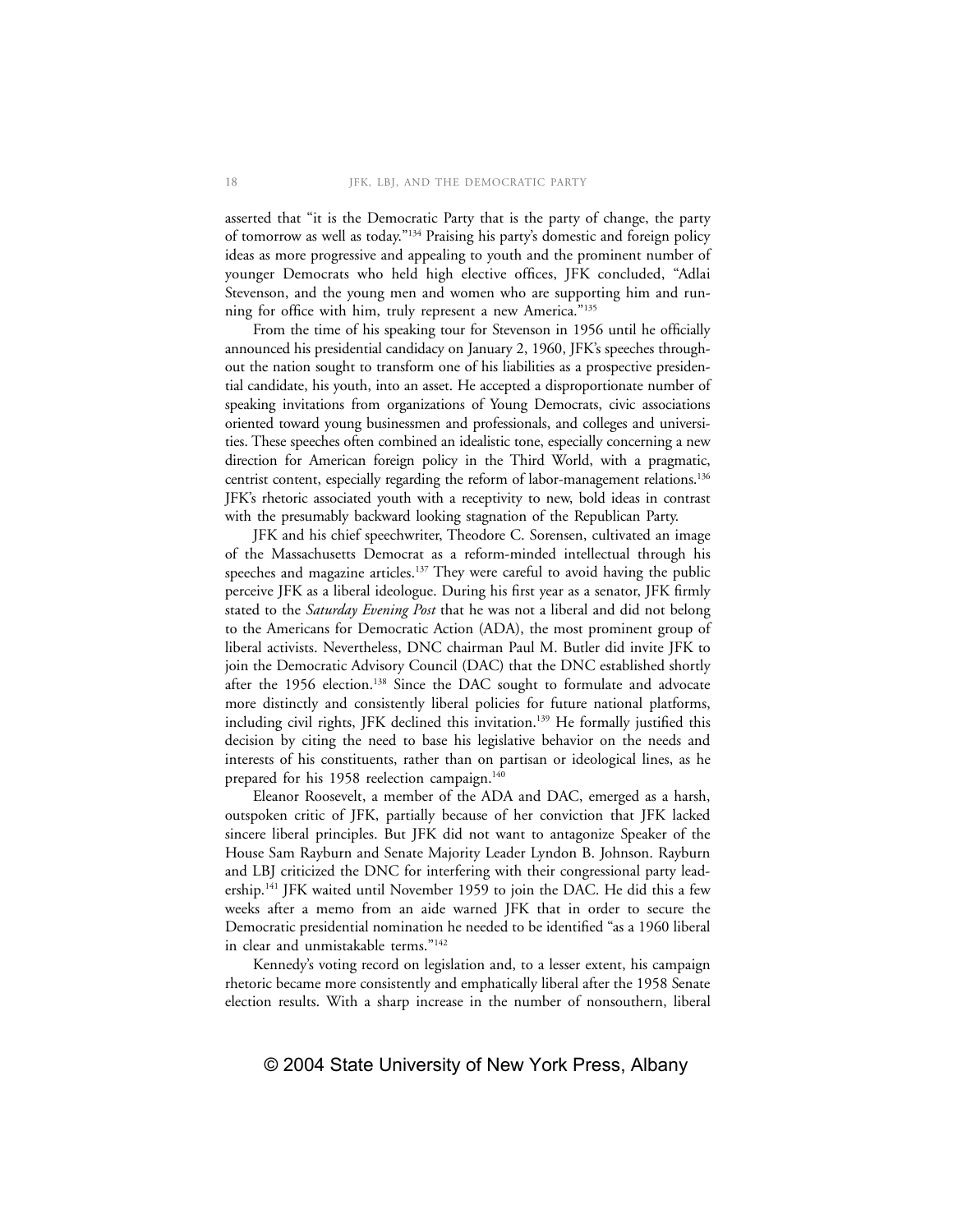asserted that "it is the Democratic Party that is the party of change, the party of tomorrow as well as today."[134] Praising his party's domestic and foreign policy ideas as more progressive and appealing to youth and the prominent number of younger Democrats who held high elective offices, JFK concluded, "Adlai Stevenson, and the young men and women who are supporting him and running for office with him, truly represent a new America."[135]

From the time of his speaking tour for Stevenson in 1956 until he officially announced his presidential candidacy on January 2, 1960, JFK's speeches throughout the nation sought to transform one of his liabilities as a prospective presidential candidate, his youth, into an asset. He accepted a disproportionate number of speaking invitations from organizations of Young Democrats, civic associations oriented toward young businessmen and professionals, and colleges and universities. These speeches often combined an idealistic tone, especially concerning a new direction for American foreign policy in the Third World, with a pragmatic, centrist content, especially regarding the reform of labor-management relations.[136] JFK's rhetoric associated youth with a receptivity to new, bold ideas in contrast with the presumably backward looking stagnation of the Republican Party.

JFK and his chief speechwriter, Theodore C. Sorensen, cultivated an image of the Massachusetts Democrat as a reform-minded intellectual through his speeches and magazine articles.[137] They were careful to avoid having the public perceive JFK as a liberal ideologue. During his first year as a senator, JFK firmly stated to the *Saturday Evening Post* that he was not a liberal and did not belong to the Americans for Democratic Action (ADA), the most prominent group of liberal activists. Nevertheless, DNC chairman Paul M. Butler did invite JFK to join the Democratic Advisory Council (DAC) that the DNC established shortly after the 1956 election.[138] Since the DAC sought to formulate and advocate more distinctly and consistently liberal policies for future national platforms, including civil rights, JFK declined this invitation.[139] He formally justified this decision by citing the need to base his legislative behavior on the needs and interests of his constituents, rather than on partisan or ideological lines, as he prepared for his 1958 reelection campaign.[140]

Eleanor Roosevelt, a member of the ADA and DAC, emerged as a harsh, outspoken critic of JFK, partially because of her conviction that JFK lacked sincere liberal principles. But JFK did not want to antagonize Speaker of the House Sam Rayburn and Senate Majority Leader Lyndon B. Johnson. Rayburn and LBJ criticized the DNC for interfering with their congressional party leadership.[141] JFK waited until November 1959 to join the DAC. He did this a few weeks after a memo from an aide warned JFK that in order to secure the Democratic presidential nomination he needed to be identified "as a 1960 liberal in clear and unmistakable terms."[142]

Kennedy's voting record on legislation and, to a lesser extent, his campaign rhetoric became more consistently and emphatically liberal after the 1958 Senate election results. With a sharp increase in the number of nonsouthern, liberal

© 2004 State University of New York Press, Albany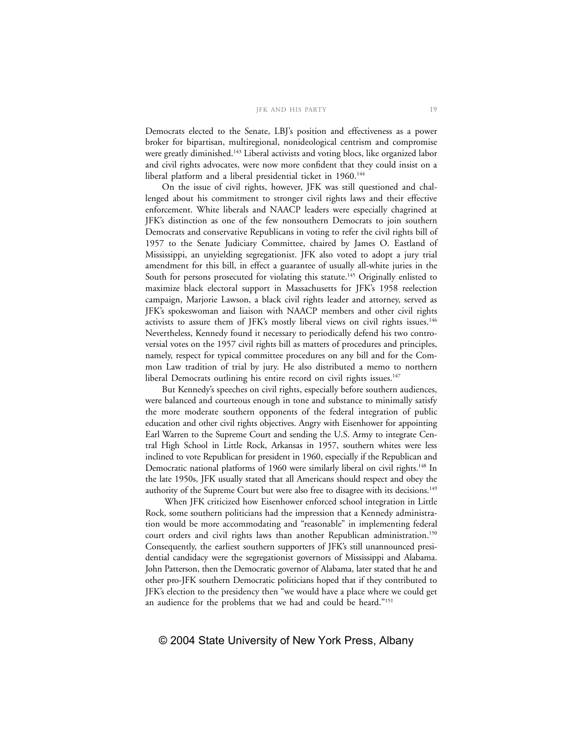Democrats elected to the Senate, LBJ's position and effectiveness as a power broker for bipartisan, multiregional, nonideological centrism and compromise were greatly diminished.[143] Liberal activists and voting blocs, like organized labor and civil rights advocates, were now more confident that they could insist on a liberal platform and a liberal presidential ticket in 1960.[144]

On the issue of civil rights, however, JFK was still questioned and challenged about his commitment to stronger civil rights laws and their effective enforcement. White liberals and NAACP leaders were especially chagrined at JFK's distinction as one of the few nonsouthern Democrats to join southern Democrats and conservative Republicans in voting to refer the civil rights bill of 1957 to the Senate Judiciary Committee, chaired by James O. Eastland of Mississippi, an unyielding segregationist. JFK also voted to adopt a jury trial amendment for this bill, in effect a guarantee of usually all-white juries in the South for persons prosecuted for violating this statute.[145] Originally enlisted to maximize black electoral support in Massachusetts for JFK's 1958 reelection campaign, Marjorie Lawson, a black civil rights leader and attorney, served as JFK's spokeswoman and liaison with NAACP members and other civil rights activists to assure them of JFK's mostly liberal views on civil rights issues.[146] Nevertheless, Kennedy found it necessary to periodically defend his two controversial votes on the 1957 civil rights bill as matters of procedures and principles, namely, respect for typical committee procedures on any bill and for the Common Law tradition of trial by jury. He also distributed a memo to northern liberal Democrats outlining his entire record on civil rights issues.[147]

But Kennedy's speeches on civil rights, especially before southern audiences, were balanced and courteous enough in tone and substance to minimally satisfy the more moderate southern opponents of the federal integration of public education and other civil rights objectives. Angry with Eisenhower for appointing Earl Warren to the Supreme Court and sending the U.S. Army to integrate Central High School in Little Rock, Arkansas in 1957, southern whites were less inclined to vote Republican for president in 1960, especially if the Republican and Democratic national platforms of 1960 were similarly liberal on civil rights.[148] In the late 1950s, JFK usually stated that all Americans should respect and obey the authority of the Supreme Court but were also free to disagree with its decisions.[149]

When JFK criticized how Eisenhower enforced school integration in Little Rock, some southern politicians had the impression that a Kennedy administration would be more accommodating and "reasonable" in implementing federal court orders and civil rights laws than another Republican administration.[150] Consequently, the earliest southern supporters of JFK's still unannounced presidential candidacy were the segregationist governors of Mississippi and Alabama. John Patterson, then the Democratic governor of Alabama, later stated that he and other pro-JFK southern Democratic politicians hoped that if they contributed to JFK's election to the presidency then "we would have a place where we could get an audience for the problems that we had and could be heard."[151]

© 2004 State University of New York Press, Albany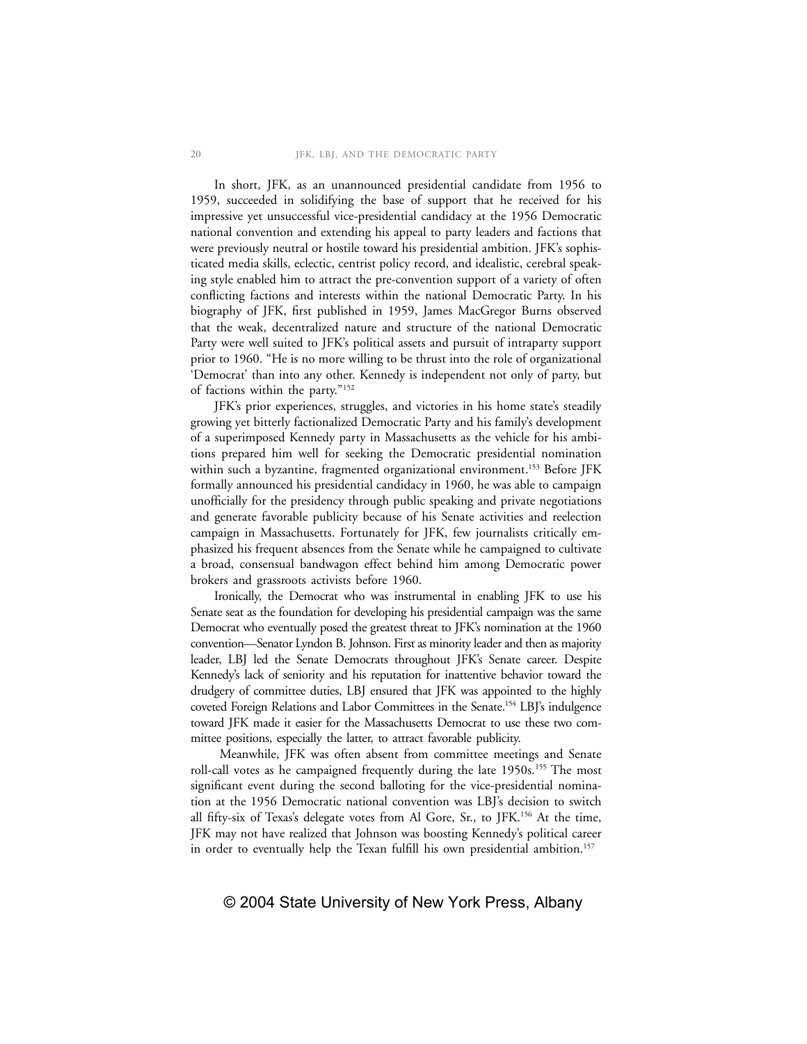In short, JFK, as an unannounced presidential candidate from 1956 to 1959, succeeded in solidifying the base of support that he received for his impressive yet unsuccessful vice-presidential candidacy at the 1956 Democratic national convention and extending his appeal to party leaders and factions that were previously neutral or hostile toward his presidential ambition. JFK's sophisticated media skills, eclectic, centrist policy record, and idealistic, cerebral speaking style enabled him to attract the pre-convention support of a variety of often conflicting factions and interests within the national Democratic Party. In his biography of JFK, first published in 1959, James MacGregor Burns observed that the weak, decentralized nature and structure of the national Democratic Party were well suited to JFK's political assets and pursuit of intraparty support prior to 1960. "He is no more willing to be thrust into the role of organizational 'Democrat' than into any other. Kennedy is independent not only of party, but of factions within the party."[152]

JFK's prior experiences, struggles, and victories in his home state's steadily growing yet bitterly factionalized Democratic Party and his family's development of a superimposed Kennedy party in Massachusetts as the vehicle for his ambitions prepared him well for seeking the Democratic presidential nomination within such a byzantine, fragmented organizational environment.[153] Before JFK formally announced his presidential candidacy in 1960, he was able to campaign unofficially for the presidency through public speaking and private negotiations and generate favorable publicity because of his Senate activities and reelection campaign in Massachusetts. Fortunately for JFK, few journalists critically emphasized his frequent absences from the Senate while he campaigned to cultivate a broad, consensual bandwagon effect behind him among Democratic power brokers and grassroots activists before 1960.

Ironically, the Democrat who was instrumental in enabling JFK to use his Senate seat as the foundation for developing his presidential campaign was the same Democrat who eventually posed the greatest threat to JFK's nomination at the 1960 convention—Senator Lyndon B. Johnson. First as minority leader and then as majority leader, LBJ led the Senate Democrats throughout JFK's Senate career. Despite Kennedy's lack of seniority and his reputation for inattentive behavior toward the drudgery of committee duties, LBJ ensured that JFK was appointed to the highly coveted Foreign Relations and Labor Committees in the Senate.[154] LBJ's indulgence toward JFK made it easier for the Massachusetts Democrat to use these two committee positions, especially the latter, to attract favorable publicity.

Meanwhile, JFK was often absent from committee meetings and Senate roll-call votes as he campaigned frequently during the late 1950s.[155] The most significant event during the second balloting for the vice-presidential nomination at the 1956 Democratic national convention was LBJ's decision to switch all fifty-six of Texas's delegate votes from Al Gore, Sr., to JFK.[156] At the time, JFK may not have realized that Johnson was boosting Kennedy's political career in order to eventually help the Texan fulfill his own presidential ambition.[157]

© 2004 State University of New York Press, Albany